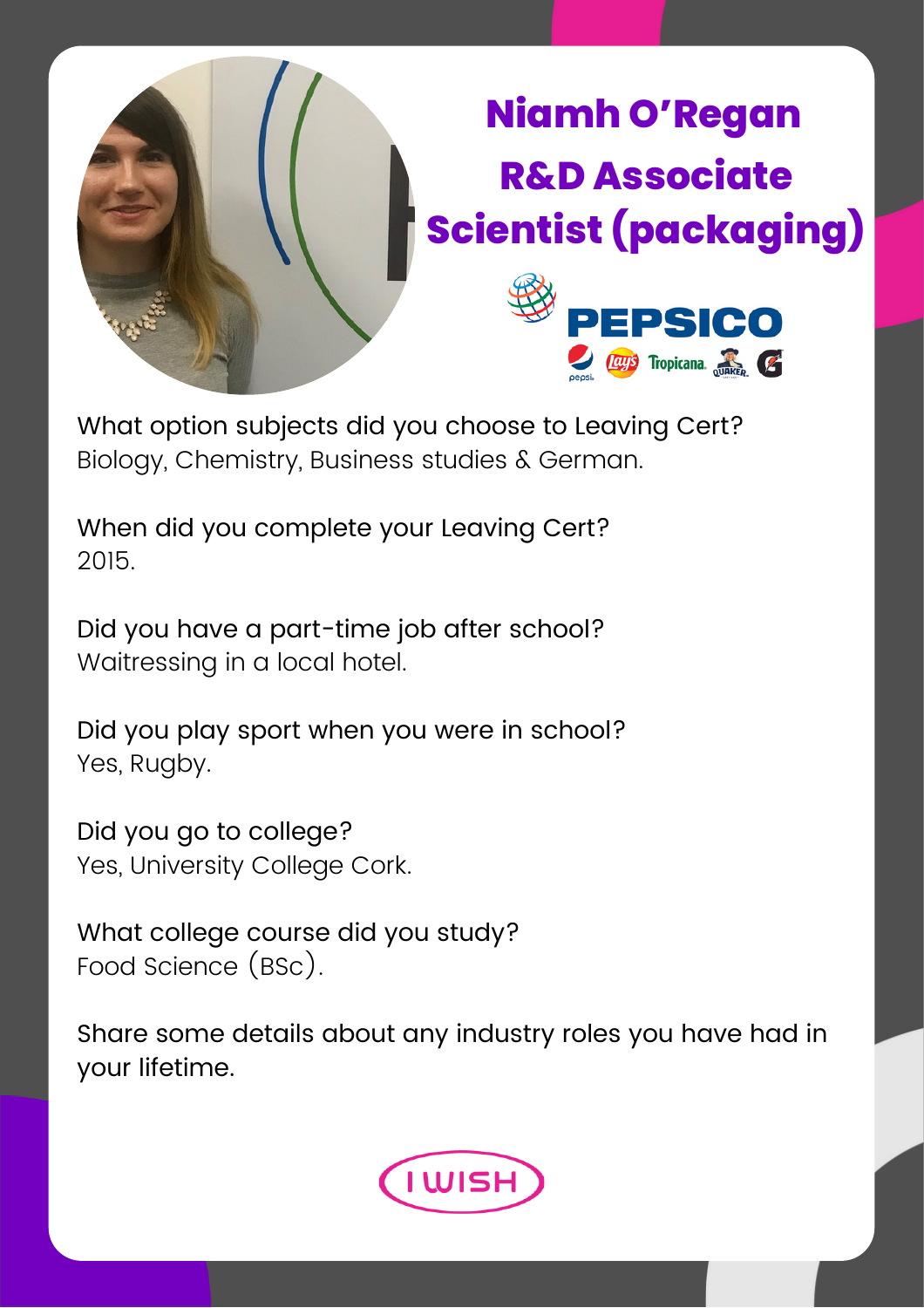# Niamh O'Regan

## R&D Associate Scientist (packaging)

PEPSICO

What option subjects did you choose to Leaving Cert?
Biology, Chemistry, Business studies & German.

When did you complete your Leaving Cert?
2015.

Did you have a part-time job after school?
Waitressing in a local hotel.

Did you play sport when you were in school?
Yes, Rugby.

Did you go to college?
Yes, University College Cork.

What college course did you study?
Food Science (BSc).

Share some details about any industry roles you have had in your lifetime.

I WISH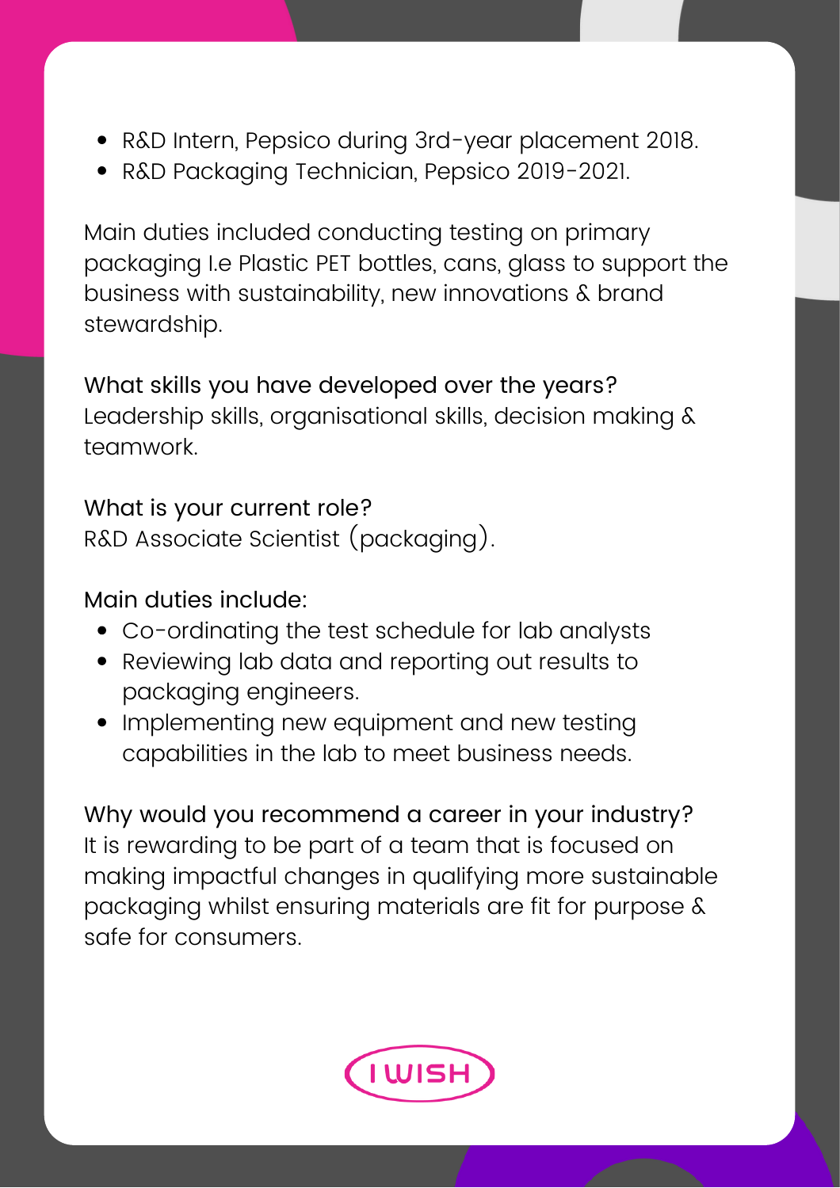- R&D Intern, Pepsico during 3rd-year placement 2018.
- R&D Packaging Technician, Pepsico 2019-2021.

Main duties included conducting testing on primary packaging I.e Plastic PET bottles, cans, glass to support the business with sustainability, new innovations & brand stewardship.

What skills you have developed over the years?
Leadership skills, organisational skills, decision making & teamwork.

What is your current role?
R&D Associate Scientist (packaging).

Main duties include:

- Co-ordinating the test schedule for lab analysts
- Reviewing lab data and reporting out results to packaging engineers.
- Implementing new equipment and new testing capabilities in the lab to meet business needs.

Why would you recommend a career in your industry?
It is rewarding to be part of a team that is focused on making impactful changes in qualifying more sustainable packaging whilst ensuring materials are fit for purpose & safe for consumers.

I WISH